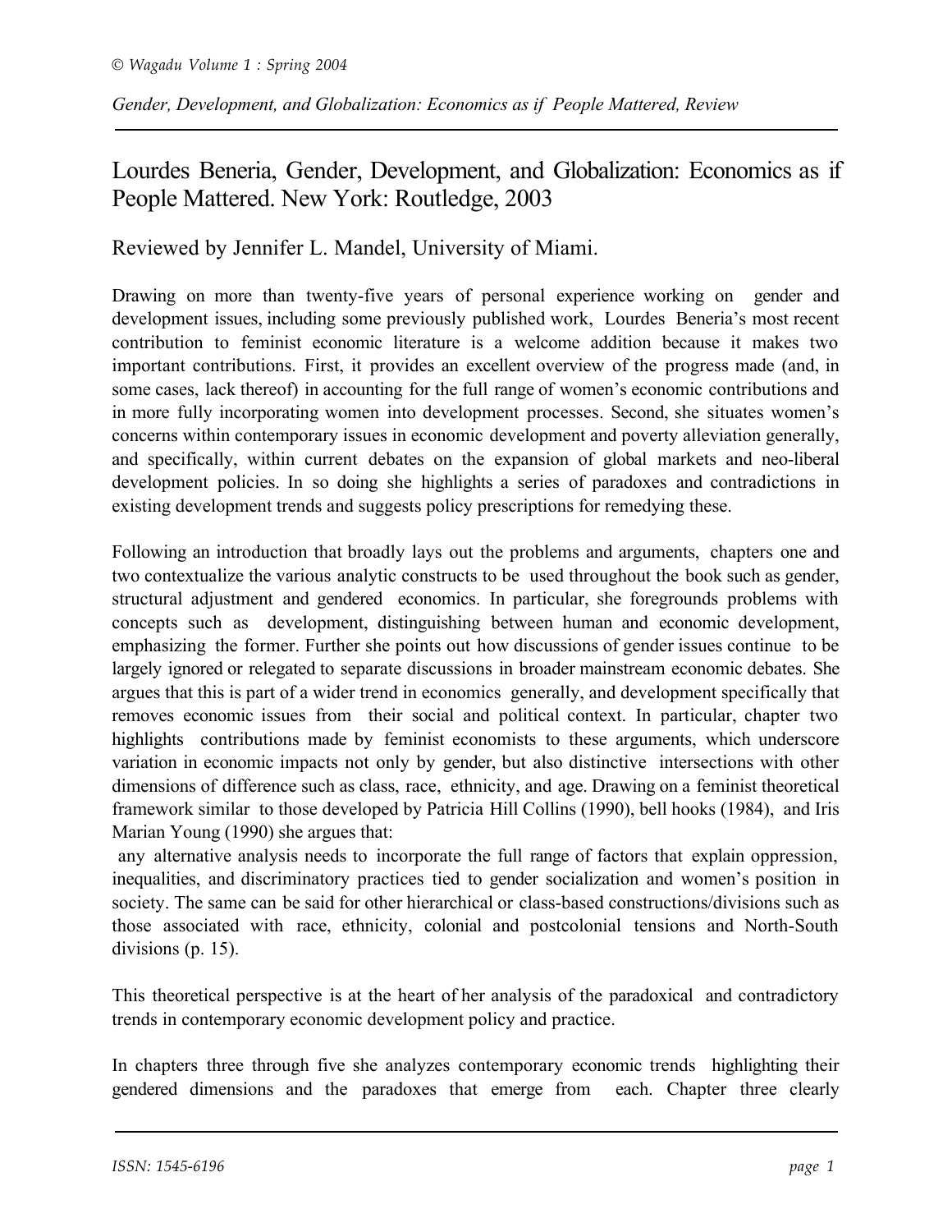# Lourdes Beneria, Gender, Development, and Globalization: Economics as if People Mattered. New York: Routledge, 2003

Reviewed by Jennifer L. Mandel, University of Miami.

Drawing on more than twenty-five years of personal experience working on gender and development issues, including some previously published work, Lourdes Beneria's most recent contribution to feminist economic literature is a welcome addition because it makes two important contributions. First, it provides an excellent overview of the progress made (and, in some cases, lack thereof) in accounting for the full range of women's economic contributions and in more fully incorporating women into development processes. Second, she situates women's concerns within contemporary issues in economic development and poverty alleviation generally, and specifically, within current debates on the expansion of global markets and neo-liberal development policies. In so doing she highlights a series of paradoxes and contradictions in existing development trends and suggests policy prescriptions for remedying these.

Following an introduction that broadly lays out the problems and arguments, chapters one and two contextualize the various analytic constructs to be used throughout the book such as gender, structural adjustment and gendered economics. In particular, she foregrounds problems with concepts such as development, distinguishing between human and economic development, emphasizing the former. Further she points out how discussions of gender issues continue to be largely ignored or relegated to separate discussions in broader mainstream economic debates. She argues that this is part of a wider trend in economics generally, and development specifically that removes economic issues from their social and political context. In particular, chapter two highlights contributions made by feminist economists to these arguments, which underscore variation in economic impacts not only by gender, but also distinctive intersections with other dimensions of difference such as class, race, ethnicity, and age. Drawing on a feminist theoretical framework similar to those developed by Patricia Hill Collins (1990), bell hooks (1984), and Iris Marian Young (1990) she argues that:

> any alternative analysis needs to incorporate the full range of factors that explain oppression, inequalities, and discriminatory practices tied to gender socialization and women's position in society. The same can be said for other hierarchical or class-based constructions/divisions such as those associated with race, ethnicity, colonial and postcolonial tensions and North-South divisions (p. 15).

This theoretical perspective is at the heart of her analysis of the paradoxical and contradictory trends in contemporary economic development policy and practice.

In chapters three through five she analyzes contemporary economic trends highlighting their gendered dimensions and the paradoxes that emerge from each. Chapter three clearly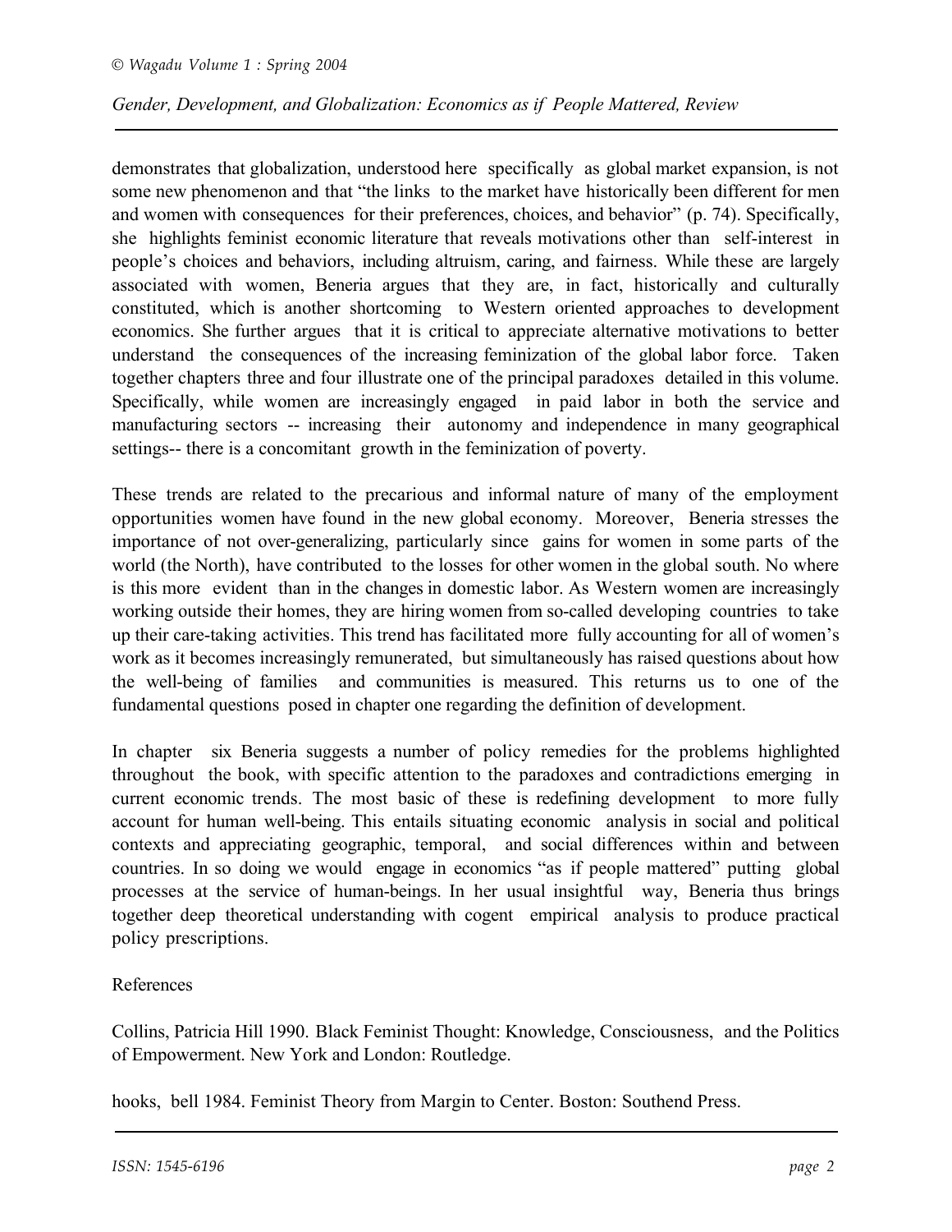demonstrates that globalization, understood here specifically as global market expansion, is not some new phenomenon and that "the links to the market have historically been different for men and women with consequences for their preferences, choices, and behavior" (p. 74). Specifically, she highlights feminist economic literature that reveals motivations other than self-interest in people's choices and behaviors, including altruism, caring, and fairness. While these are largely associated with women, Beneria argues that they are, in fact, historically and culturally constituted, which is another shortcoming to Western oriented approaches to development economics. She further argues that it is critical to appreciate alternative motivations to better understand the consequences of the increasing feminization of the global labor force. Taken together chapters three and four illustrate one of the principal paradoxes detailed in this volume. Specifically, while women are increasingly engaged in paid labor in both the service and manufacturing sectors -- increasing their autonomy and independence in many geographical settings-- there is a concomitant growth in the feminization of poverty.

These trends are related to the precarious and informal nature of many of the employment opportunities women have found in the new global economy. Moreover, Beneria stresses the importance of not over-generalizing, particularly since gains for women in some parts of the world (the North), have contributed to the losses for other women in the global south. No where is this more evident than in the changes in domestic labor. As Western women are increasingly working outside their homes, they are hiring women from so-called developing countries to take up their care-taking activities. This trend has facilitated more fully accounting for all of women's work as it becomes increasingly remunerated, but simultaneously has raised questions about how the well-being of families and communities is measured. This returns us to one of the fundamental questions posed in chapter one regarding the definition of development.

In chapter six Beneria suggests a number of policy remedies for the problems highlighted throughout the book, with specific attention to the paradoxes and contradictions emerging in current economic trends. The most basic of these is redefining development to more fully account for human well-being. This entails situating economic analysis in social and political contexts and appreciating geographic, temporal, and social differences within and between countries. In so doing we would engage in economics "as if people mattered" putting global processes at the service of human-beings. In her usual insightful way, Beneria thus brings together deep theoretical understanding with cogent empirical analysis to produce practical policy prescriptions.

References

Collins, Patricia Hill 1990. Black Feminist Thought: Knowledge, Consciousness, and the Politics of Empowerment. New York and London: Routledge.

hooks, bell 1984. Feminist Theory from Margin to Center. Boston: Southend Press.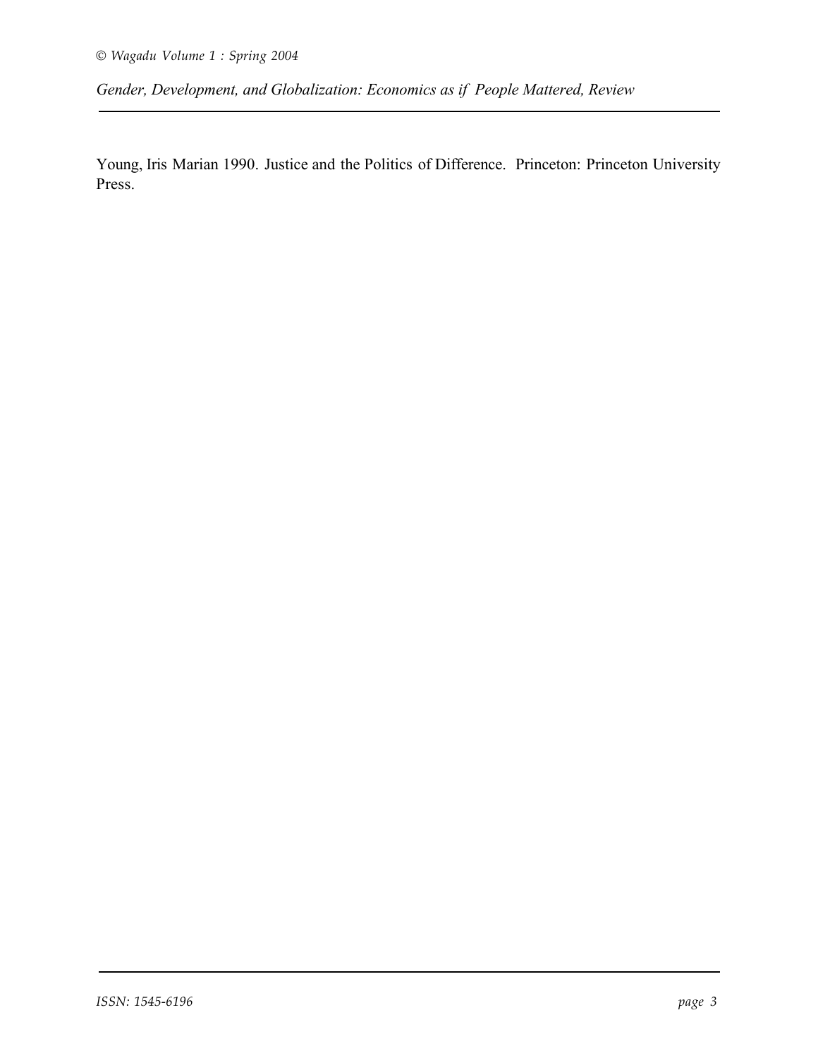Young, Iris Marian 1990. Justice and the Politics of Difference. Princeton: Princeton University Press.